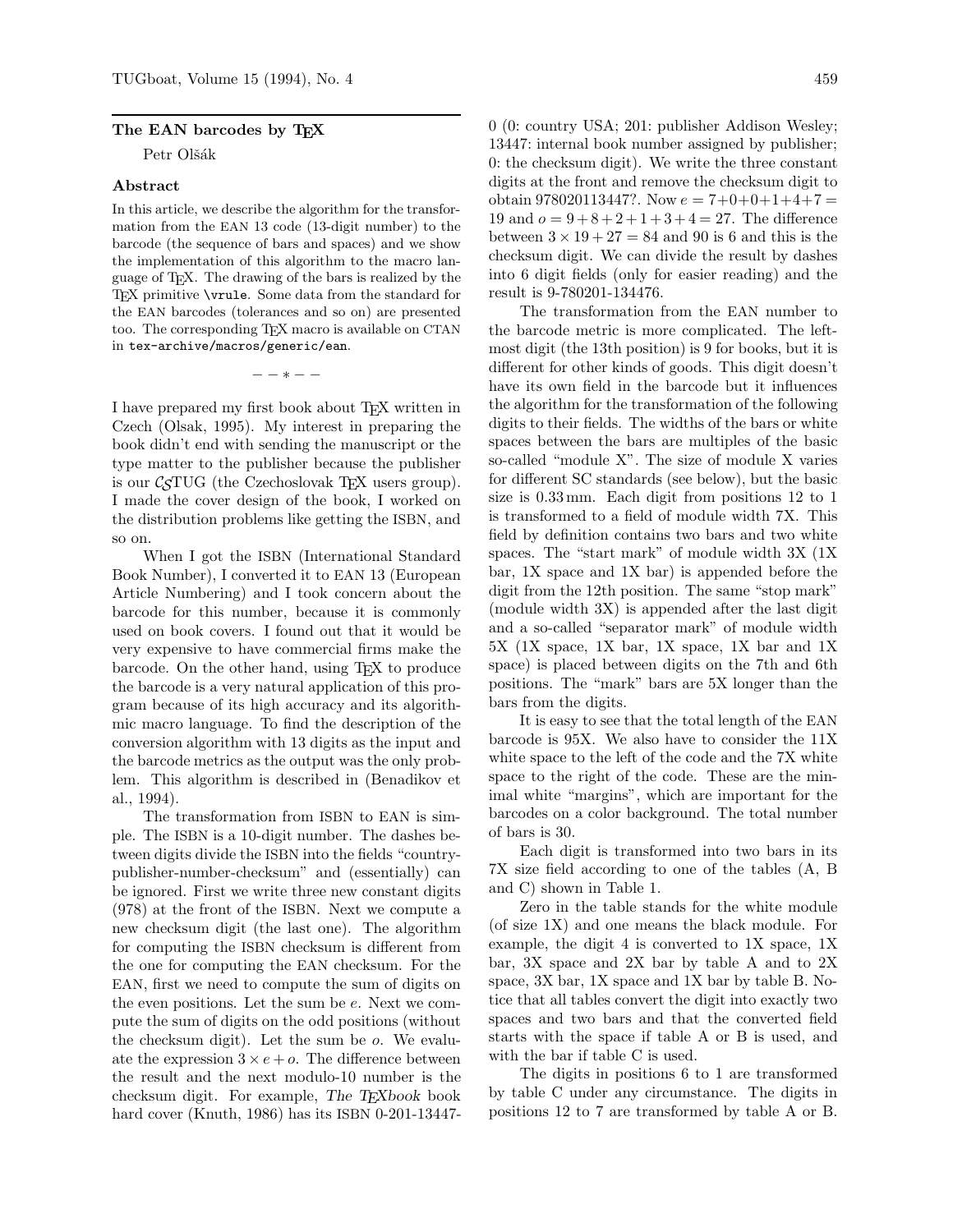## The EAN barcodes by TEX

Petr Olšák

### Abstract

In this article, we describe the algorithm for the transformation from the EAN 13 code (13-digit number) to the barcode (the sequence of bars and spaces) and we show the implementation of this algorithm to the macro language of TEX. The drawing of the bars is realized by the TEX primitive `\vrule`. Some data from the standard for the EAN barcodes (tolerances and so on) are presented too. The corresponding TEX macro is available on CTAN in `tex-archive/macros/generic/ean`.

— — ∗ — —

I have prepared my first book about TEX written in Czech (Olsak, 1995). My interest in preparing the book didn't end with sending the manuscript or the type matter to the publisher because the publisher is our CSTUG (the Czechoslovak TEX users group). I made the cover design of the book, I worked on the distribution problems like getting the ISBN, and so on.

When I got the ISBN (International Standard Book Number), I converted it to EAN 13 (European Article Numbering) and I took concern about the barcode for this number, because it is commonly used on book covers. I found out that it would be very expensive to have commercial firms make the barcode. On the other hand, using TEX to produce the barcode is a very natural application of this program because of its high accuracy and its algorithmic macro language. To find the description of the conversion algorithm with 13 digits as the input and the barcode metrics as the output was the only problem. This algorithm is described in (Benadikov et al., 1994).

The transformation from ISBN to EAN is simple. The ISBN is a 10-digit number. The dashes between digits divide the ISBN into the fields "country-publisher-number-checksum" and (essentially) can be ignored. First we write three new constant digits (978) at the front of the ISBN. Next we compute a new checksum digit (the last one). The algorithm for computing the ISBN checksum is different from the one for computing the EAN checksum. For the EAN, first we need to compute the sum of digits on the even positions. Let the sum be $e$. Next we compute the sum of digits on the odd positions (without the checksum digit). Let the sum be $o$. We evaluate the expression $3 \times e + o$. The difference between the result and the next modulo-10 number is the checksum digit. For example, *The TEXbook* book hard cover (Knuth, 1986) has its ISBN 0-201-13447-0 (0: country USA; 201: publisher Addison Wesley; 13447: internal book number assigned by publisher; 0: the checksum digit). We write the three constant digits at the front and remove the checksum digit to obtain 978020113447?. Now $e = 7+0+0+1+4+7 = 19$ and $o = 9+8+2+1+3+4 = 27$. The difference between $3 \times 19 + 27 = 84$ and 90 is 6 and this is the checksum digit. We can divide the result by dashes into 6 digit fields (only for easier reading) and the result is 9-780201-134476.

The transformation from the EAN number to the barcode metric is more complicated. The leftmost digit (the 13th position) is 9 for books, but it is different for other kinds of goods. This digit doesn't have its own field in the barcode but it influences the algorithm for the transformation of the following digits to their fields. The widths of the bars or white spaces between the bars are multiples of the basic so-called "module X". The size of module X varies for different SC standards (see below), but the basic size is 0.33 mm. Each digit from positions 12 to 1 is transformed to a field of module width 7X. This field by definition contains two bars and two white spaces. The "start mark" of module width 3X (1X bar, 1X space and 1X bar) is appended before the digit from the 12th position. The same "stop mark" (module width 3X) is appended after the last digit and a so-called "separator mark" of module width 5X (1X space, 1X bar, 1X space, 1X bar and 1X space) is placed between digits on the 7th and 6th positions. The "mark" bars are 5X longer than the bars from the digits.

It is easy to see that the total length of the EAN barcode is 95X. We also have to consider the 11X white space to the left of the code and the 7X white space to the right of the code. These are the minimal white "margins", which are important for the barcodes on a color background. The total number of bars is 30.

Each digit is transformed into two bars in its 7X size field according to one of the tables (A, B and C) shown in Table 1.

Zero in the table stands for the white module (of size 1X) and one means the black module. For example, the digit 4 is converted to 1X space, 1X bar, 3X space and 2X bar by table A and to 2X space, 3X bar, 1X space and 1X bar by table B. Notice that all tables convert the digit into exactly two spaces and two bars and that the converted field starts with the space if table A or B is used, and with the bar if table C is used.

The digits in positions 6 to 1 are transformed by table C under any circumstance. The digits in positions 12 to 7 are transformed by table A or B.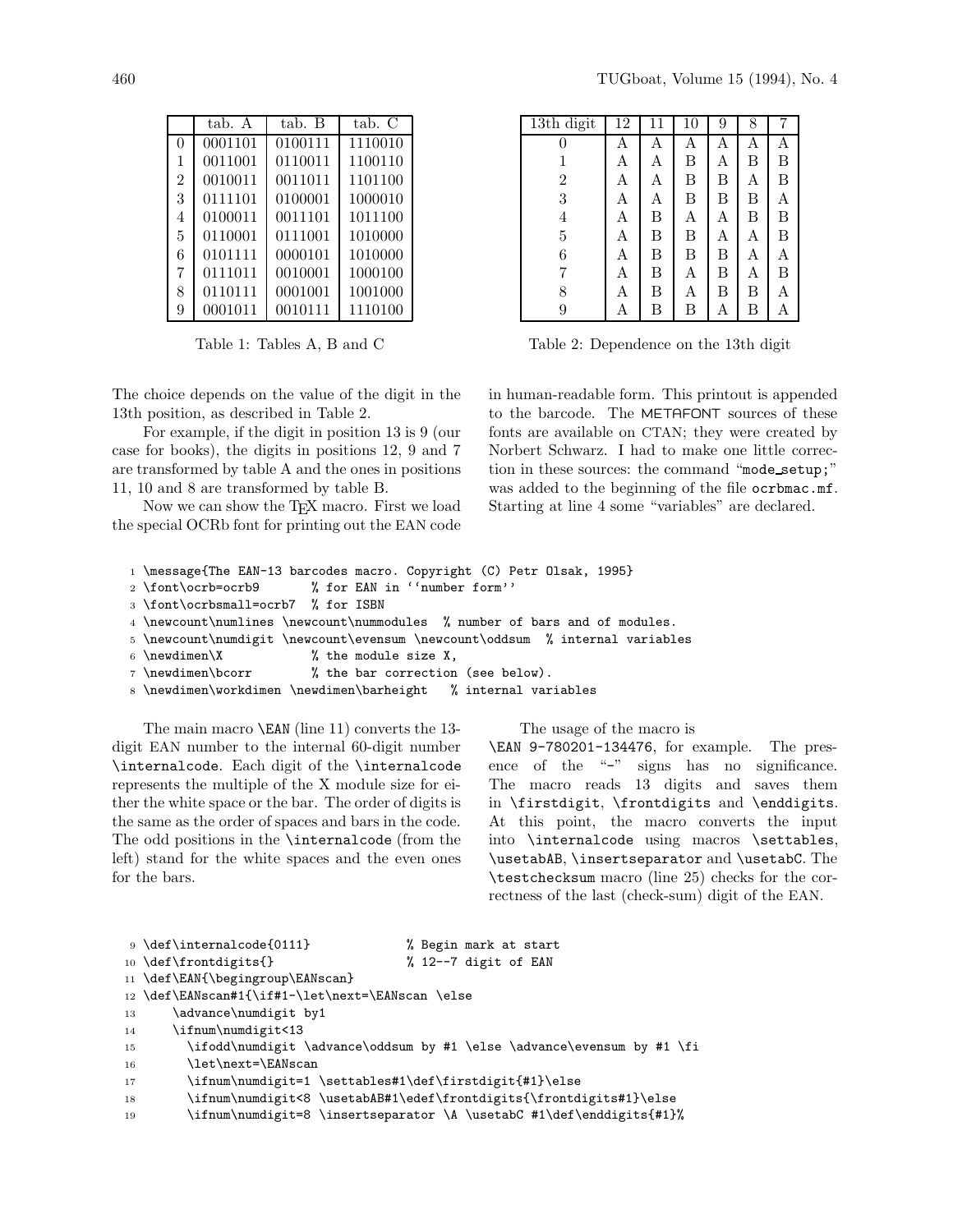| | tab. A | tab. B | tab. C |
|---|---|---|---|
| 0 | 0001101 | 0100111 | 1110010 |
| 1 | 0011001 | 0110011 | 1100110 |
| 2 | 0010011 | 0011011 | 1101100 |
| 3 | 0111101 | 0100001 | 1000010 |
| 4 | 0100011 | 0011101 | 1011100 |
| 5 | 0110001 | 0111001 | 1010000 |
| 6 | 0101111 | 0000101 | 1010000 |
| 7 | 0111011 | 0010001 | 1000100 |
| 8 | 0110111 | 0001001 | 1001000 |
| 9 | 0001011 | 0010111 | 1110100 |

Table 1: Tables A, B and C

| 13th digit | 12 | 11 | 10 | 9 | 8 | 7 |
|---|---|---|---|---|---|---|
| 0 | A | A | A | A | A | A |
| 1 | A | A | B | A | B | B |
| 2 | A | A | B | B | A | B |
| 3 | A | A | B | B | B | A |
| 4 | A | B | A | A | B | B |
| 5 | A | B | B | A | A | B |
| 6 | A | B | B | B | A | A |
| 7 | A | B | A | B | A | B |
| 8 | A | B | A | B | B | A |
| 9 | A | B | B | A | B | A |

Table 2: Dependence on the 13th digit

The choice depends on the value of the digit in the 13th position, as described in Table 2.

For example, if the digit in position 13 is 9 (our case for books), the digits in positions 12, 9 and 7 are transformed by table A and the ones in positions 11, 10 and 8 are transformed by table B.

Now we can show the TeX macro. First we load the special OCRb font for printing out the EAN code in human-readable form. This printout is appended to the barcode. The METAFONT sources of these fonts are available on CTAN; they were created by Norbert Schwarz. I had to make one little correction in these sources: the command "mode_setup;" was added to the beginning of the file ocrbmac.mf. Starting at line 4 some "variables" are declared.

```
1 \message{The EAN-13 barcodes macro. Copyright (C) Petr Olsak, 1995}
2 \font\ocrb=ocrb9       % for EAN in ''number form''
3 \font\ocrbsmall=ocrb7  % for ISBN
4 \newcount\numlines \newcount\nummodules  % number of bars and of modules.
5 \newcount\numdigit \newcount\evensum \newcount\oddsum  % internal variables
6 \newdimen\X            % the module size X,
7 \newdimen\bcorr        % the bar correction (see below).
8 \newdimen\workdimen \newdimen\barheight   % internal variables
```

The main macro \EAN (line 11) converts the 13-digit EAN number to the internal 60-digit number \internalcode. Each digit of the \internalcode represents the multiple of the X module size for either the white space or the bar. The order of digits is the same as the order of spaces and bars in the code. The odd positions in the \internalcode (from the left) stand for the white spaces and the even ones for the bars.

The usage of the macro is \EAN 9-780201-134476, for example. The presence of the "-" signs has no significance. The macro reads 13 digits and saves them in \firstdigit, \frontdigits and \enddigits. At this point, the macro converts the input into \internalcode using macros \settables, \usetabAB, \insertseparator and \usetabC. The \testchecksum macro (line 25) checks for the correctness of the last (check-sum) digit of the EAN.

```
9 \def\internalcode{0111}             % Begin mark at start
10 \def\frontdigits{}                 % 12--7 digit of EAN
11 \def\EAN{\begingroup\EANscan}
12 \def\EANscan#1{\if#1-\let\next=\EANscan \else
13     \advance\numdigit by1
14     \ifnum\numdigit<13
15       \ifodd\numdigit \advance\oddsum by #1 \else \advance\evensum by #1 \fi
16       \let\next=\EANscan
17       \ifnum\numdigit=1 \settables#1\def\firstdigit{#1}\else
18       \ifnum\numdigit<8 \usetabAB#1\edef\frontdigits{\frontdigits#1}\else
19       \ifnum\numdigit=8 \insertseparator \A \usetabC #1\def\enddigits{#1}%
```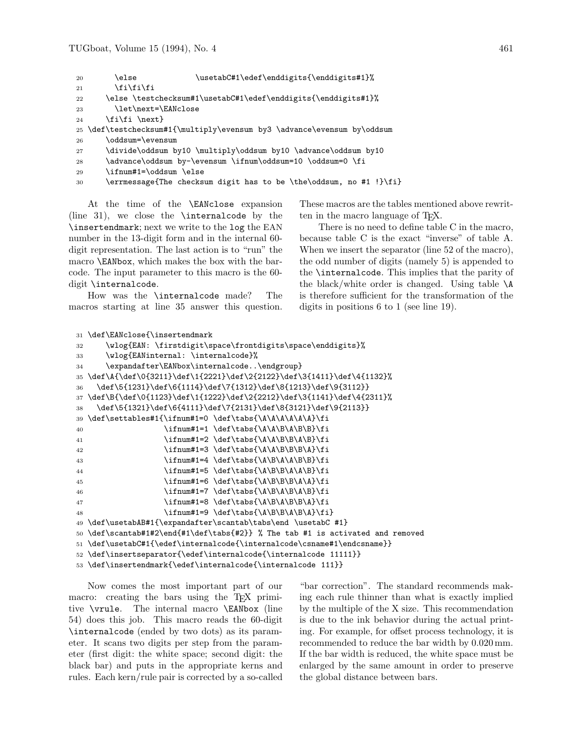```
20      \else             \usetabC#1\edef\enddigits{\enddigits#1}%
21      \fi\fi\fi
22    \else \testchecksum#1\usetabC#1\edef\enddigits{\enddigits#1}%
23      \let\next=\EANclose
24    \fi\fi \next}
25 \def\testchecksum#1{\multiply\evensum by3 \advance\evensum by\oddsum
26    \oddsum=\evensum
27    \divide\oddsum by10 \multiply\oddsum by10 \advance\oddsum by10
28    \advance\oddsum by-\evensum \ifnum\oddsum=10 \oddsum=0 \fi
29    \ifnum#1=\oddsum \else
30    \errmessage{The checksum digit has to be \the\oddsum, no #1 !}\fi}
```

At the time of the `\EANclose` expansion (line 31), we close the `\internalcode` by the `\insertendmark`; next we write to the `log` the EAN number in the 13-digit form and in the internal 60-digit representation. The last action is to "run" the macro `\EANbox`, which makes the box with the barcode. The input parameter to this macro is the 60-digit `\internalcode`.

How was the `\internalcode` made? The macros starting at line 35 answer this question. These macros are the tables mentioned above rewritten in the macro language of TEX.

There is no need to define table C in the macro, because table C is the exact "inverse" of table A. When we insert the separator (line 52 of the macro), the odd number of digits (namely 5) is appended to the `\internalcode`. This implies that the parity of the black/white order is changed. Using table `\A` is therefore sufficient for the transformation of the digits in positions 6 to 1 (see line 19).

```
31 \def\EANclose{\insertendmark
32    \wlog{EAN: \firstdigit\space\frontdigits\space\enddigits}%
33    \wlog{EANinternal: \internalcode}%
34    \expandafter\EANbox\internalcode..\endgroup}
35 \def\A{\def\0{3211}\def\1{2221}\def\2{2122}\def\3{1411}\def\4{1132}%
36   \def\5{1231}\def\6{1114}\def\7{1312}\def\8{1213}\def\9{3112}}
37 \def\B{\def\0{1123}\def\1{1222}\def\2{2212}\def\3{1141}\def\4{2311}%
38   \def\5{1321}\def\6{4111}\def\7{2131}\def\8{3121}\def\9{2113}}
39 \def\settables#1{\ifnum#1=0 \def\tabs{\A\A\A\A\A\A}\fi
40                 \ifnum#1=1 \def\tabs{\A\A\B\A\B\B}\fi
41                 \ifnum#1=2 \def\tabs{\A\A\B\B\A\B}\fi
42                 \ifnum#1=3 \def\tabs{\A\A\B\B\B\A}\fi
43                 \ifnum#1=4 \def\tabs{\A\B\A\A\B\B}\fi
44                 \ifnum#1=5 \def\tabs{\A\B\B\A\A\B}\fi
45                 \ifnum#1=6 \def\tabs{\A\B\B\B\A\A}\fi
46                 \ifnum#1=7 \def\tabs{\A\B\A\B\A\B}\fi
47                 \ifnum#1=8 \def\tabs{\A\B\A\B\B\A}\fi
48                 \ifnum#1=9 \def\tabs{\A\B\B\A\B\A}\fi}
49 \def\usetabAB#1{\expandafter\scantab\tabs\end \usetabC #1}
50 \def\scantab#1#2\end{#1\def\tabs{#2}} % The tab #1 is activated and removed
51 \def\usetabC#1{\edef\internalcode{\internalcode\csname#1\endcsname}}
52 \def\insertseparator{\edef\internalcode{\internalcode 11111}}
53 \def\insertendmark{\edef\internalcode{\internalcode 111}}
```

Now comes the most important part of our macro: creating the bars using the TEX primitive `\vrule`. The internal macro `\EANbox` (line 54) does this job. This macro reads the 60-digit `\internalcode` (ended by two dots) as its parameter. It scans two digits per step from the parameter (first digit: the white space; second digit: the black bar) and puts in the appropriate kerns and rules. Each kern/rule pair is corrected by a so-called "bar correction". The standard recommends making each rule thinner than what is exactly implied by the multiple of the X size. This recommendation is due to the ink behavior during the actual printing. For example, for offset process technology, it is recommended to reduce the bar width by 0.020 mm. If the bar width is reduced, the white space must be enlarged by the same amount in order to preserve the global distance between bars.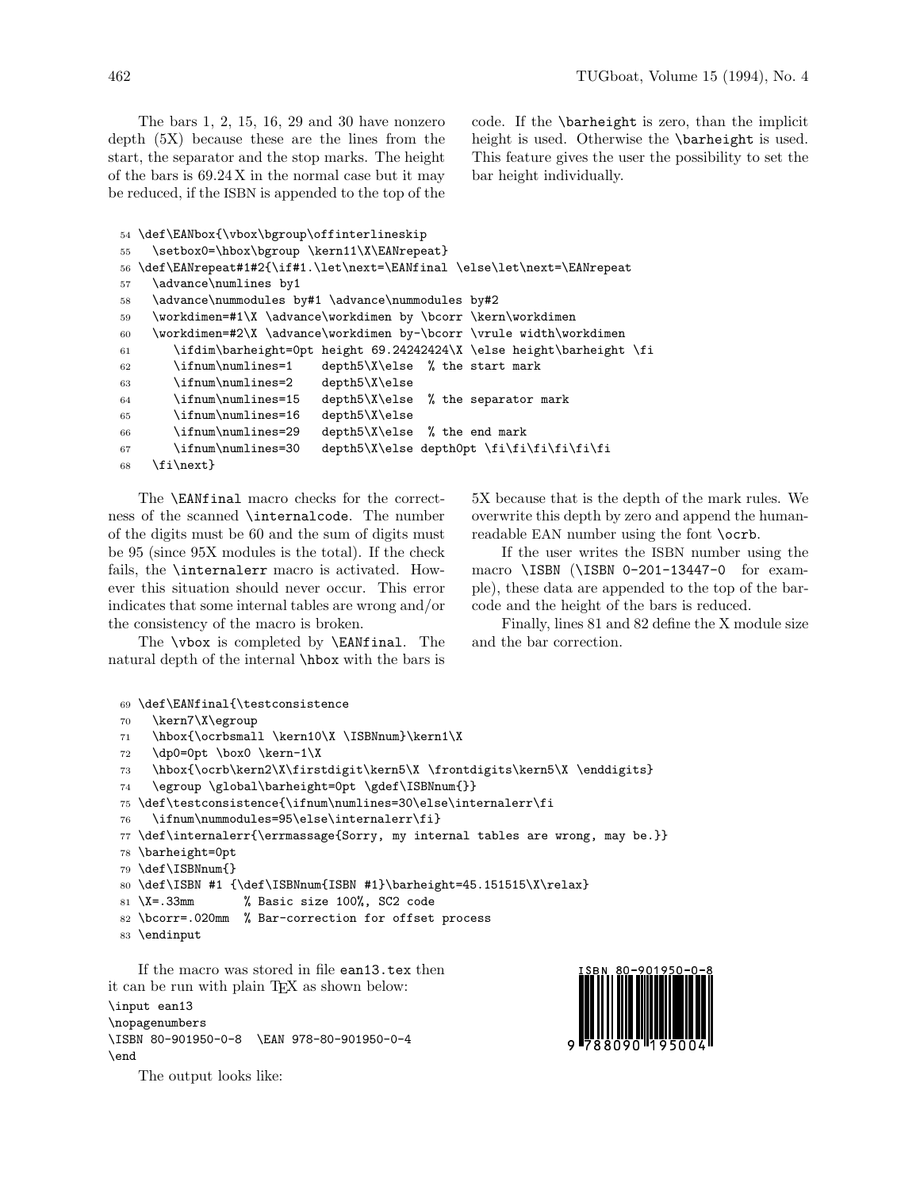The bars 1, 2, 15, 16, 29 and 30 have nonzero depth (5X) because these are the lines from the start, the separator and the stop marks. The height of the bars is 69.24 X in the normal case but it may be reduced, if the ISBN is appended to the top of the code. If the `\barheight` is zero, than the implicit height is used. Otherwise the `\barheight` is used. This feature gives the user the possibility to set the bar height individually.

```
54 \def\EANbox{\vbox\bgroup\offinterlineskip
55   \setbox0=\hbox\bgroup \kern11\X\EANrepeat}
56 \def\EANrepeat#1#2{\if#1.\let\next=\EANfinal \else\let\next=\EANrepeat
57   \advance\numlines by1
58   \advance\nummodules by#1 \advance\nummodules by#2
59   \workdimen=#1\X \advance\workdimen by \bcorr \kern\workdimen
60   \workdimen=#2\X \advance\workdimen by-\bcorr \vrule width\workdimen
61      \ifdim\barheight=0pt height 69.24242424\X \else height\barheight \fi
62      \ifnum\numlines=1    depth5\X\else  % the start mark
63      \ifnum\numlines=2    depth5\X\else
64      \ifnum\numlines=15   depth5\X\else  % the separator mark
65      \ifnum\numlines=16   depth5\X\else
66      \ifnum\numlines=29   depth5\X\else  % the end mark
67      \ifnum\numlines=30   depth5\X\else depth0pt \fi\fi\fi\fi\fi\fi
68   \fi\next}
```

The `\EANfinal` macro checks for the correctness of the scanned `\internalcode`. The number of the digits must be 60 and the sum of digits must be 95 (since 95X modules is the total). If the check fails, the `\internalerr` macro is activated. However this situation should never occur. This error indicates that some internal tables are wrong and/or the consistency of the macro is broken.

The `\vbox` is completed by `\EANfinal`. The natural depth of the internal `\hbox` with the bars is 5X because that is the depth of the mark rules. We overwrite this depth by zero and append the human-readable EAN number using the font `\ocrb`.

If the user writes the ISBN number using the macro `\ISBN` (`\ISBN 0-201-13447-0` for example), these data are appended to the top of the barcode and the height of the bars is reduced.

Finally, lines 81 and 82 define the X module size and the bar correction.

```
69 \def\EANfinal{\testconsistence
70   \kern7\X\egroup
71   \hbox{\ocrbsmall \kern10\X \ISBNnum}\kern1\X
72   \dp0=0pt \box0 \kern-1\X
73   \hbox{\ocrb\kern2\X\firstdigit\kern5\X \frontdigits\kern5\X \enddigits}
74   \egroup \global\barheight=0pt \gdef\ISBNnum{}}
75 \def\testconsistence{\ifnum\numlines=30\else\internalerr\fi
76   \ifnum\nummodules=95\else\internalerr\fi}
77 \def\internalerr{\errmassage{Sorry, my internal tables are wrong, may be.}}
78 \barheight=0pt
79 \def\ISBNnum{}
80 \def\ISBN #1 {\def\ISBNnum{ISBN #1}\barheight=45.151515\X\relax}
81 \X=.33mm       % Basic size 100%, SC2 code
82 \bcorr=.020mm  % Bar-correction for offset process
83 \endinput
```

If the macro was stored in file `ean13.tex` then it can be run with plain TeX as shown below:

```
\input ean13
\nopagenumbers
\ISBN 80-901950-0-8  \EAN 978-80-901950-0-4
\end
```

The output looks like:

ISBN 80-901950-0-8

9 788090 195004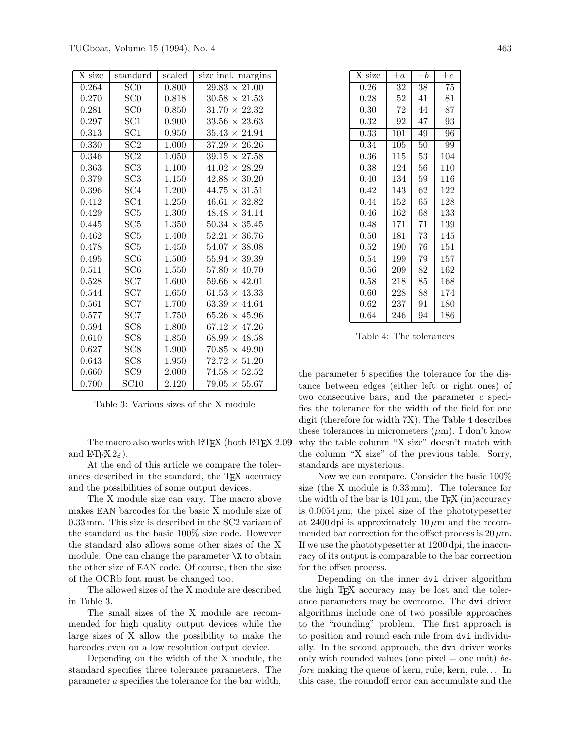| X size | standard | scaled | size incl. margins |
|---|---|---|---|
| 0.264 | SC0 | 0.800 | 29.83 × 21.00 |
| 0.270 | SC0 | 0.818 | 30.58 × 21.53 |
| 0.281 | SC0 | 0.850 | 31.70 × 22.32 |
| 0.297 | SC1 | 0.900 | 33.56 × 23.63 |
| 0.313 | SC1 | 0.950 | 35.43 × 24.94 |
| 0.330 | SC2 | 1.000 | 37.29 × 26.26 |
| 0.346 | SC2 | 1.050 | 39.15 × 27.58 |
| 0.363 | SC3 | 1.100 | 41.02 × 28.29 |
| 0.379 | SC3 | 1.150 | 42.88 × 30.20 |
| 0.396 | SC4 | 1.200 | 44.75 × 31.51 |
| 0.412 | SC4 | 1.250 | 46.61 × 32.82 |
| 0.429 | SC5 | 1.300 | 48.48 × 34.14 |
| 0.445 | SC5 | 1.350 | 50.34 × 35.45 |
| 0.462 | SC5 | 1.400 | 52.21 × 36.76 |
| 0.478 | SC5 | 1.450 | 54.07 × 38.08 |
| 0.495 | SC6 | 1.500 | 55.94 × 39.39 |
| 0.511 | SC6 | 1.550 | 57.80 × 40.70 |
| 0.528 | SC7 | 1.600 | 59.66 × 42.01 |
| 0.544 | SC7 | 1.650 | 61.53 × 43.33 |
| 0.561 | SC7 | 1.700 | 63.39 × 44.64 |
| 0.577 | SC7 | 1.750 | 65.26 × 45.96 |
| 0.594 | SC8 | 1.800 | 67.12 × 47.26 |
| 0.610 | SC8 | 1.850 | 68.99 × 48.58 |
| 0.627 | SC8 | 1.900 | 70.85 × 49.90 |
| 0.643 | SC8 | 1.950 | 72.72 × 51.20 |
| 0.660 | SC9 | 2.000 | 74.58 × 52.52 |
| 0.700 | SC10 | 2.120 | 79.05 × 55.67 |

Table 3: Various sizes of the X module

The macro also works with LaTeX (both LaTeX 2.09 and LaTeX $2_\varepsilon$).

At the end of this article we compare the tolerances described in the standard, the TeX accuracy and the possibilities of some output devices.

The X module size can vary. The macro above makes EAN barcodes for the basic X module size of 0.33 mm. This size is described in the SC2 variant of the standard as the basic 100% size code. However the standard also allows some other sizes of the X module. One can change the parameter `\X` to obtain the other size of EAN code. Of course, then the size of the OCRb font must be changed too.

The allowed sizes of the X module are described in Table 3.

The small sizes of the X module are recommended for high quality output devices while the large sizes of X allow the possibility to make the barcodes even on a low resolution output device.

Depending on the width of the X module, the standard specifies three tolerance parameters. The parameter $a$ specifies the tolerance for the bar width, the parameter $b$ specifies the tolerance for the distance between edges (either left or right ones) of two consecutive bars, and the parameter $c$ specifies the tolerance for the width of the field for one digit (therefore for width 7X). The Table 4 describes these tolerances in micrometers ($\mu$m). I don't know why the table column "X size" doesn't match with the column "X size" of the previous table. Sorry, standards are mysterious.

| X size | $\pm a$ | $\pm b$ | $\pm c$ |
|---|---|---|---|
| 0.26 | 32 | 38 | 75 |
| 0.28 | 52 | 41 | 81 |
| 0.30 | 72 | 44 | 87 |
| 0.32 | 92 | 47 | 93 |
| 0.33 | 101 | 49 | 96 |
| 0.34 | 105 | 50 | 99 |
| 0.36 | 115 | 53 | 104 |
| 0.38 | 124 | 56 | 110 |
| 0.40 | 134 | 59 | 116 |
| 0.42 | 143 | 62 | 122 |
| 0.44 | 152 | 65 | 128 |
| 0.46 | 162 | 68 | 133 |
| 0.48 | 171 | 71 | 139 |
| 0.50 | 181 | 73 | 145 |
| 0.52 | 190 | 76 | 151 |
| 0.54 | 199 | 79 | 157 |
| 0.56 | 209 | 82 | 162 |
| 0.58 | 218 | 85 | 168 |
| 0.60 | 228 | 88 | 174 |
| 0.62 | 237 | 91 | 180 |
| 0.64 | 246 | 94 | 186 |

Table 4: The tolerances

Now we can compare. Consider the basic 100% size (the X module is 0.33 mm). The tolerance for the width of the bar is 101 $\mu$m, the TeX (in)accuracy is 0.0054 $\mu$m, the pixel size of the phototypesetter at 2400 dpi is approximately 10 $\mu$m and the recommended bar correction for the offset process is 20 $\mu$m. If we use the phototypesetter at 1200 dpi, the inaccuracy of its output is comparable to the bar correction for the offset process.

Depending on the inner `dvi` driver algorithm the high TeX accuracy may be lost and the tolerance parameters may be overcome. The `dvi` driver algorithms include one of two possible approaches to the "rounding" problem. The first approach is to position and round each rule from `dvi` individually. In the second approach, the `dvi` driver works only with rounded values (one pixel = one unit) *before* making the queue of kern, rule, kern, rule... In this case, the roundoff error can accumulate and the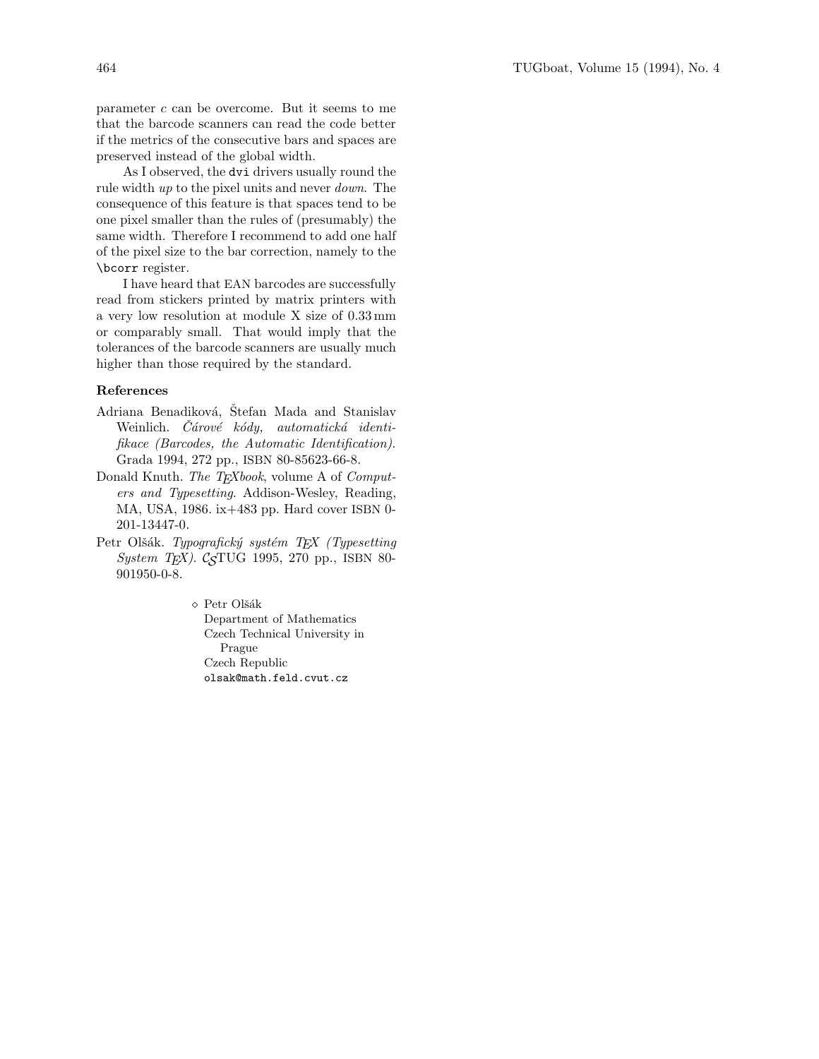parameter $c$ can be overcome. But it seems to me that the barcode scanners can read the code better if the metrics of the consecutive bars and spaces are preserved instead of the global width.

As I observed, the `dvi` drivers usually round the rule width *up* to the pixel units and never *down*. The consequence of this feature is that spaces tend to be one pixel smaller than the rules of (presumably) the same width. Therefore I recommend to add one half of the pixel size to the bar correction, namely to the `\bcorr` register.

I have heard that EAN barcodes are successfully read from stickers printed by matrix printers with a very low resolution at module X size of 0.33 mm or comparably small. That would imply that the tolerances of the barcode scanners are usually much higher than those required by the standard.

### References

Adriana Benadiková, Štefan Mada and Stanislav Weinlich. *Čárové kódy, automatická identifikace (Barcodes, the Automatic Identification).* Grada 1994, 272 pp., ISBN 80-85623-66-8.

Donald Knuth. *The TEXbook*, volume A of *Computers and Typesetting*. Addison-Wesley, Reading, MA, USA, 1986. ix+483 pp. Hard cover ISBN 0-201-13447-0.

Petr Olšák. *Typografický systém TEX (Typesetting System TEX).* CSTUG 1995, 270 pp., ISBN 80-901950-0-8.

◇ Petr Olšák
Department of Mathematics
Czech Technical University in Prague
Czech Republic
olsak@math.feld.cvut.cz